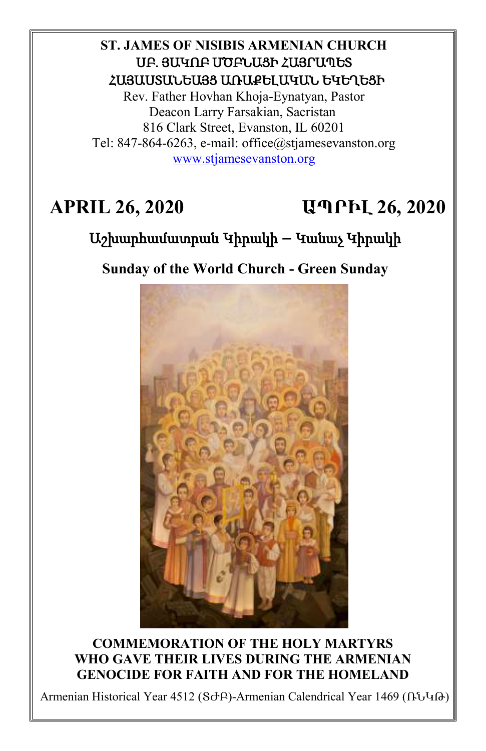**ST. JAMES OF NISIBIS ARMENIAN CHURCH**
**ՍԲ. ՅԱԿՈԲ ՄԾԲՆԱՅԻ ՀԱՅՐԱՊԵՏ**
**ՀԱՅԱՍՏԱՆԵԱՅՑ ԱՌԱՔԵԼԱԿԱՆ ԵԿԵՂԵՑԻ**

Rev. Father Hovhan Khoja-Eynatyan, Pastor
Deacon Larry Farsakian, Sacristan
816 Clark Street, Evanston, IL 60201
Tel: 847-864-6263, e-mail: office@stjamesevanston.org
www.stjamesevanston.org

# APRIL 26, 2020 — ԱՊՐԻԼ 26, 2020

## Աշխարհամատրան Կիրակի – Կանաչ Կիրակի

## Sunday of the World Church - Green Sunday

**COMMEMORATION OF THE HOLY MARTYRS WHO GAVE THEIR LIVES DURING THE ARMENIAN GENOCIDE FOR FAITH AND FOR THE HOMELAND**

Armenian Historical Year 4512 (ՏԺԲ)-Armenian Calendrical Year 1469 (ՌՆԿԹ)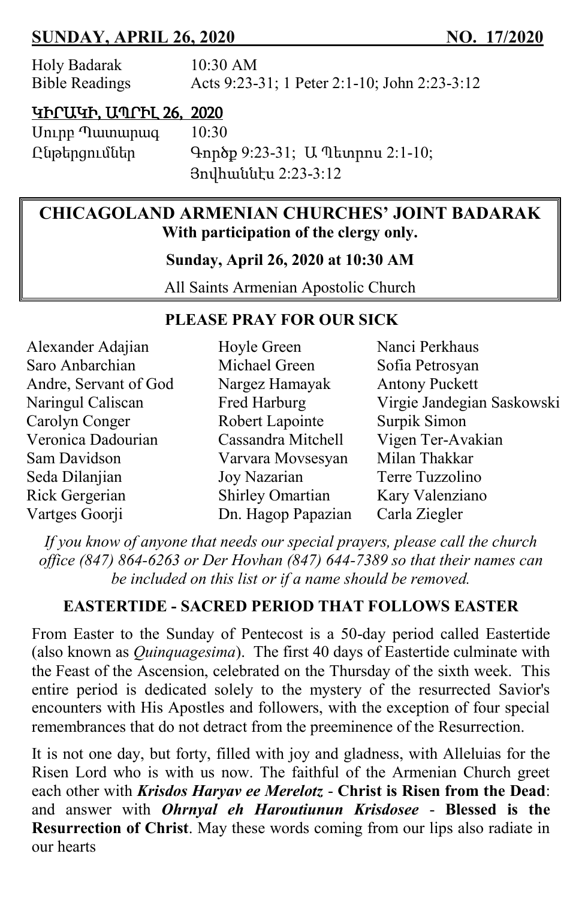**SUNDAY, APRIL 26, 2020 NO. 17/2020**

| | |
|---|---|
| Holy Badarak | 10:30 AM |
| Bible Readings | Acts 9:23-31; 1 Peter 2:1-10; John 2:23-3:12 |

**ԿԻՐԱԿԻ, ԱՊՐԻԼ 26, 2020**

| | |
|---|---|
| Սուրբ Պատարագ | 10:30 |
| Ընթերցումներ | Գործք 9:23-31; Ա Պետրոս 2:1-10; Յովհաննէս 2:23-3:12 |

## CHICAGOLAND ARMENIAN CHURCHES' JOINT BADARAK

**With participation of the clergy only.**

**Sunday, April 26, 2020 at 10:30 AM**

All Saints Armenian Apostolic Church

## PLEASE PRAY FOR OUR SICK

| | | |
|---|---|---|
| Alexander Adajian | Hoyle Green | Nanci Perkhaus |
| Saro Anbarchian | Michael Green | Sofia Petrosyan |
| Andre, Servant of God | Nargez Hamayak | Antony Puckett |
| Naringul Caliscan | Fred Harburg | Virgie Jandegian Saskowski |
| Carolyn Conger | Robert Lapointe | Surpik Simon |
| Veronica Dadourian | Cassandra Mitchell | Vigen Ter-Avakian |
| Sam Davidson | Varvara Movsesyan | Milan Thakkar |
| Seda Dilanjian | Joy Nazarian | Terre Tuzzolino |
| Rick Gergerian | Shirley Omartian | Kary Valenziano |
| Vartges Goorji | Dn. Hagop Papazian | Carla Ziegler |

*If you know of anyone that needs our special prayers, please call the church office (847) 864-6263 or Der Hovhan (847) 644-7389 so that their names can be included on this list or if a name should be removed.*

## EASTERTIDE - SACRED PERIOD THAT FOLLOWS EASTER

From Easter to the Sunday of Pentecost is a 50-day period called Eastertide (also known as *Quinquagesima*). The first 40 days of Eastertide culminate with the Feast of the Ascension, celebrated on the Thursday of the sixth week. This entire period is dedicated solely to the mystery of the resurrected Savior's encounters with His Apostles and followers, with the exception of four special remembrances that do not detract from the preeminence of the Resurrection.

It is not one day, but forty, filled with joy and gladness, with Alleluias for the Risen Lord who is with us now. The faithful of the Armenian Church greet each other with ***Krisdos Haryav ee Merelotz*** - **Christ is Risen from the Dead**: and answer with ***Ohrnyal eh Haroutiunun Krisdosee*** - **Blessed is the Resurrection of Christ**. May these words coming from our lips also radiate in our hearts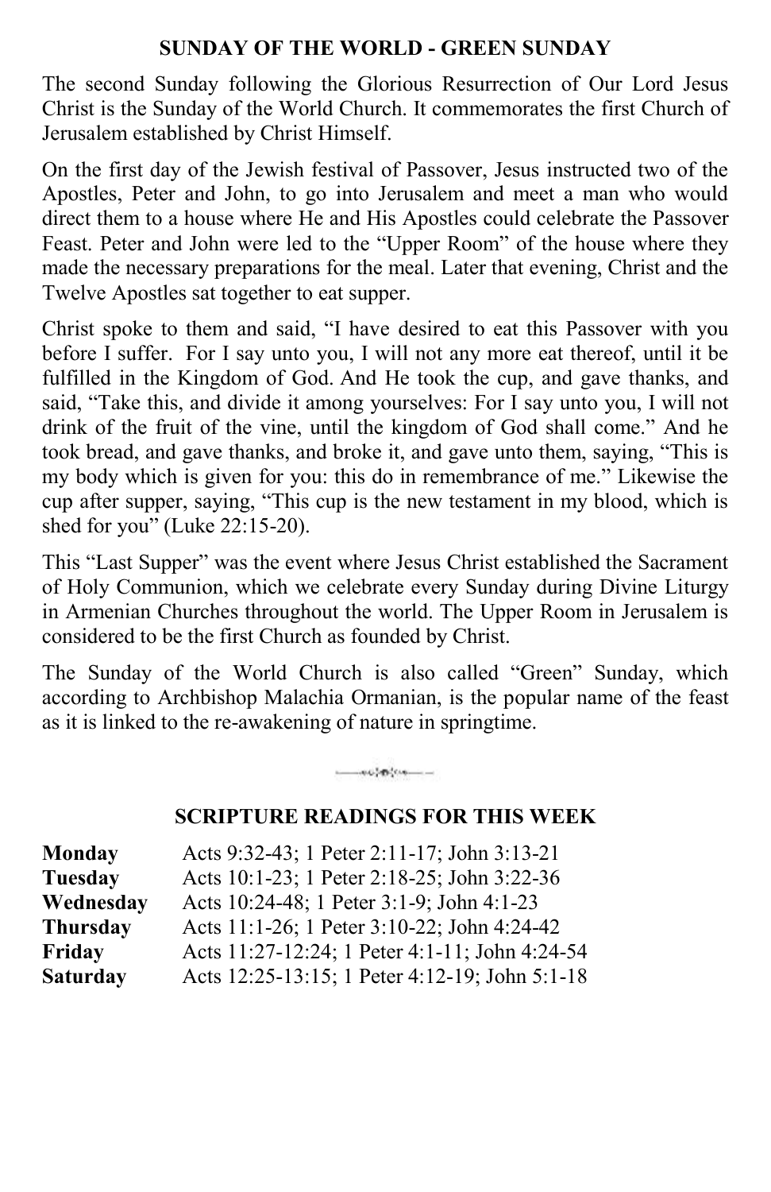## SUNDAY OF THE WORLD - GREEN SUNDAY

The second Sunday following the Glorious Resurrection of Our Lord Jesus Christ is the Sunday of the World Church. It commemorates the first Church of Jerusalem established by Christ Himself.

On the first day of the Jewish festival of Passover, Jesus instructed two of the Apostles, Peter and John, to go into Jerusalem and meet a man who would direct them to a house where He and His Apostles could celebrate the Passover Feast. Peter and John were led to the "Upper Room" of the house where they made the necessary preparations for the meal. Later that evening, Christ and the Twelve Apostles sat together to eat supper.

Christ spoke to them and said, "I have desired to eat this Passover with you before I suffer. For I say unto you, I will not any more eat thereof, until it be fulfilled in the Kingdom of God. And He took the cup, and gave thanks, and said, "Take this, and divide it among yourselves: For I say unto you, I will not drink of the fruit of the vine, until the kingdom of God shall come." And he took bread, and gave thanks, and broke it, and gave unto them, saying, "This is my body which is given for you: this do in remembrance of me." Likewise the cup after supper, saying, "This cup is the new testament in my blood, which is shed for you" (Luke 22:15-20).

This "Last Supper" was the event where Jesus Christ established the Sacrament of Holy Communion, which we celebrate every Sunday during Divine Liturgy in Armenian Churches throughout the world. The Upper Room in Jerusalem is considered to be the first Church as founded by Christ.

The Sunday of the World Church is also called "Green" Sunday, which according to Archbishop Malachia Ormanian, is the popular name of the feast as it is linked to the re-awakening of nature in springtime.

## SCRIPTURE READINGS FOR THIS WEEK

| | |
|---|---|
| **Monday** | Acts 9:32-43; 1 Peter 2:11-17; John 3:13-21 |
| **Tuesday** | Acts 10:1-23; 1 Peter 2:18-25; John 3:22-36 |
| **Wednesday** | Acts 10:24-48; 1 Peter 3:1-9; John 4:1-23 |
| **Thursday** | Acts 11:1-26; 1 Peter 3:10-22; John 4:24-42 |
| **Friday** | Acts 11:27-12:24; 1 Peter 4:1-11; John 4:24-54 |
| **Saturday** | Acts 12:25-13:15; 1 Peter 4:12-19; John 5:1-18 |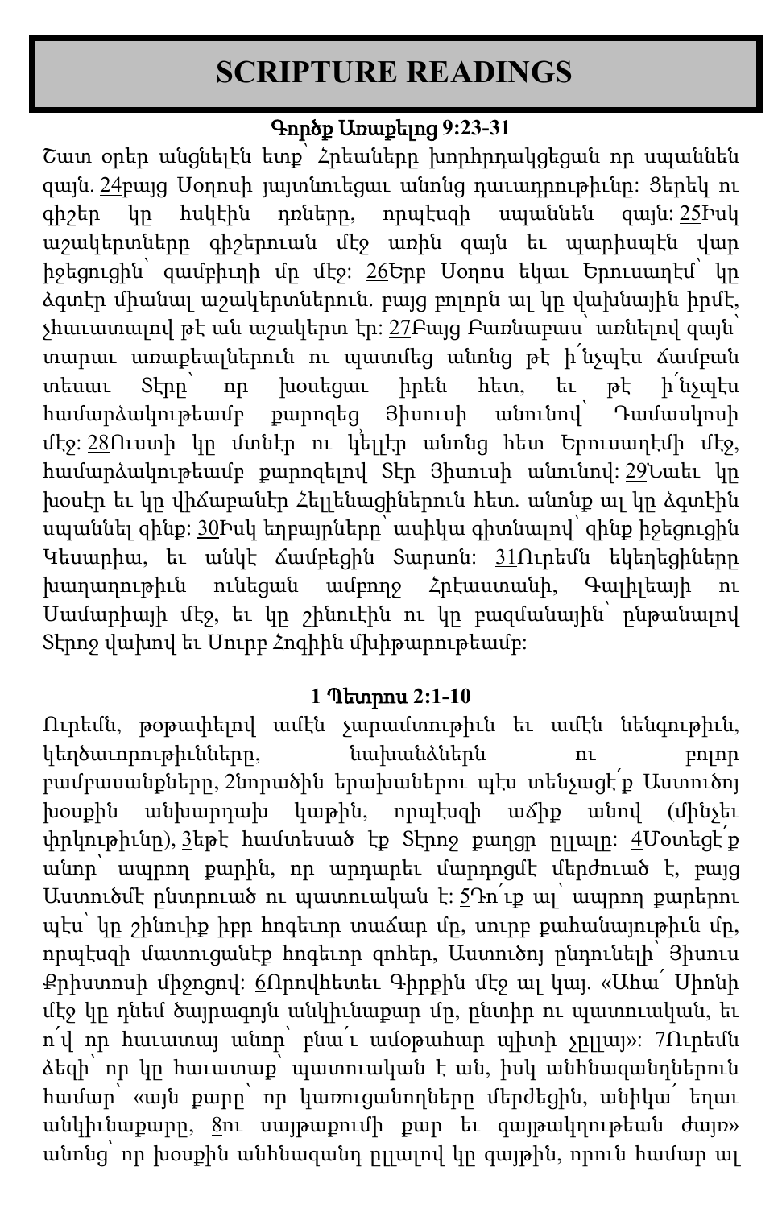# SCRIPTURE READINGS

**Գործք Առաքելոց 9:23-31**

Շատ օրեր անցնելէն ետք՝ Հրեաները խորհրդակցեցան որ սպաննեն զայն. 24բայց Սօղոսի յայտնուեցաւ անոնց դաւադրութիւնը: Ցերեկ ու գիշեր կը հսկէին դռները, որպէսզի սպաննեն զայն: 25Իսկ աշակերտները գիշերուան մէջ առին զայն եւ պարիսպէն վար իջեցուցին՝ զամբիւղի մը մէջ: 26Երբ Սօղոս եկաւ Երուսաղէմ՝ կը ձգտէր միանալ աշակերտներուն. բայց բոլորն ալ կը վախնային իրմէ, չհաւատալով թէ ան աշակերտ էր: 27Բայց Բառնաբաս՝ առնելով զայն՝ տարաւ առաքեալներուն ու պատմեց անոնց թէ ի՛նչպէս ճամբան տեսաւ Տէրը՝ որ խօսեցաւ իրեն հետ, եւ թէ ի՛նչպէս համարձակութեամբ քարոզեց Յիսուսի անունով՝ Դամասկոսի մէջ: 28Ուստի կը մտնէր ու կ՚ելլէր անոնց հետ Երուսաղէմի մէջ, համարձակութեամբ քարոզելով Տէր Յիսուսի անունով: 29Նաեւ կը խօսէր եւ կը վիճաբանէր Հելլենացիներուն հետ. անոնք ալ կը ձգտէին սպաննել զինք: 30Իսկ եղբայրները՝ ասիկա գիտնալով՝ զինք իջեցուցին Կեսարիա, եւ անկէ ճամբեցին Տարսոն: 31Ուրեմն եկեղեցիները խաղաղութիւն ունեցան ամբողջ Հրէաստանի, Գալիլեայի ու Սամարիայի մէջ, եւ կը շինուէին ու կը բազմանային՝ ընթանալով Տէրոջ վախով եւ Սուրբ Հոգիին մխիթարութեամբ:

**1 Պետրոս 2:1-10**

Ուրեմն, թօթափելով ամէն չարամտութիւն եւ ամէն նենգութիւն, կեղծաւորութիւնները, նախանձներն ու բոլոր բամբասանքները, 2նորածին երախաներու պէս տենչացէ՛ք Աստուծոյ խօսքին անխարդախ կաթին, որպէսզի աճի՛ք անով (մինչեւ փրկութիւնը), 3եթէ համտեսած էք Տէրոջ քաղցր ըլլալը: 4Մօտեցէ՛ք անոր՝ ապրող քարին, որ արդարեւ մարդոցմէ մերժուած է, բայց Աստուծմէ ընտրուած ու պատուական է: 5Դո՛ւք ալ՝ ապրող քարերու պէս՝ կը շինուիք իբր հոգեւոր տաճար մը, սուրբ քահանայութիւն մը, որպէսզի մատուցանէք հոգեւոր զոհեր, Աստուծոյ ընդունելի՝ Յիսուս Քրիստոսի միջոցով: 6Որովհետեւ Գիրքին մէջ ալ կայ. «Ահա՛ Սիոնի մէջ կը դնեմ ծայրագոյն անկիւնաքար մը, ընտիր ու պատուական, եւ ո՛վ որ հաւատայ անոր՝ բնա՛ւ ամօթահար պիտի չըլլայ»: 7Ուրեմն ձեզի՝ որ կը հաւատաք՝ պատուական է ան, իսկ անհնազանդներուն համար՝ «այն քարը՝ որ կառուցանողները մերժեցին, անիկա՛ եղաւ անկիւնաքարը, 8ու սայթաքումի քար եւ գայթակղութեան ժայռ» անոնց՝ որ խօսքին անհնազանդ ըլլալով կը գայթին, որուն համար ալ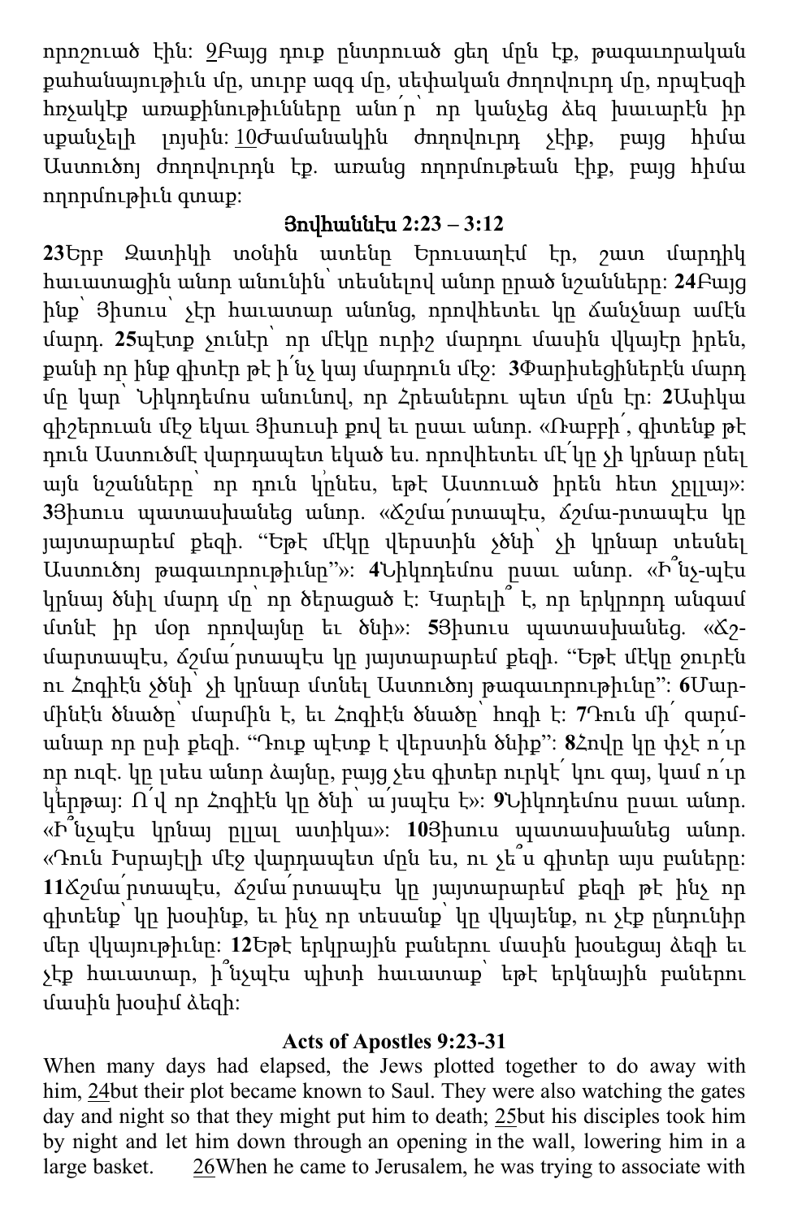որոշուած էին: 9Բայց դուք ընտրուած ցեղ մըն էք, թագաւորական քահանայութիւն մը, սուրբ ազգ մը, սեփական ժողովուրդ մը, որպէսզի հռչակէք առաքինութիւնները անո՛ր՝ որ կանչեց ձեզ խաւարէն իր սքանչելի լոյսին: 10Ժամանակին ժողովուրդ չէիք, բայց հիմա Աստուծոյ ժողովուրդն էք. առանց ողորմութեան էիք, բայց հիմա ողորմութիւն գտաք:

### Յովհաննէս 2:23 – 3:12

**23**Երբ Զատիկի տօնին ատենը Երուսաղէմ էր, շատ մարդիկ հաւատացին անոր անունին՝ տեսնելով անոր ըրած նշանները: **24**Բայց ինք՝ Յիսուս՝ չէր հաւատար անոնց, որովհետեւ կը ճանչնար ամէն մարդ. **25**պէտք չունէր՝ որ մէկը ուրիշ մարդու մասին վկայէր իրեն, քանի որ ինք գիտէր թէ ի՛նչ կայ մարդուն մէջ: **3**Փարիսեցիներէն մարդ մը կար՝ Նիկոդեմոս անունով, որ Հրեաներու պետ մըն էր: **2**Ասիկա գիշերուան մէջ եկաւ Յիսուսի քով եւ ըսաւ անոր. «Ռաբբի՛, գիտենք թէ դուն Աստուծմէ վարդապետ եկած ես. որովհետեւ մէ՛կը չի կրնար ընել այն նշանները՝ որ դուն կ՚ընես, եթէ Աստուած իրեն հետ չըլլայ»: **3**Յիսուս պատասխանեց անոր. «Ճշմա՛րտապէս, ճշմա-րտապէս կը յայտարարեմ քեզի. "Եթէ մէկը վերստին չծնի՝ չի կրնար տեսնել Աստուծոյ թագաւորութիւնը"»: **4**Նիկոդեմոս ըսաւ անոր. «Ի՞նչ-պէս կրնայ ծնիլ մարդ մը՝ որ ծերացած է: Կարելի՞ է, որ երկրորդ անգամ մտնէ իր մօր որովայնը եւ ծնի»: **5**Յիսուս պատասխանեց. «Ճշ-մարտապէս, ճշմա՛րտապէս կը յայտարարեմ քեզի. "Եթէ մէկը ջուրէն ու Հոգիէն չծնի՝ չի կրնար մտնել Աստուծոյ թագաւորութիւնը": **6**Մար-մինէն ծնածը՝ մարմին է, եւ Հոգիէն ծնածը՝ հոգի է: **7**Դուն մի՛ զարմ-անար որ ըսի քեզի. "Դուք պէտք է վերստին ծնիք": **8**Հովը կը փչէ ո՛ւր որ ուզէ. կը լսես անոր ձայնը, բայց չես գիտեր ուրկէ՛ կու գայ, կամ ո՛ւր կ՚երթայ: Ո՛վ որ Հոգիէն կը ծնի՝ ա՛յսպէս է»: **9**Նիկոդեմոս ըսաւ անոր. «Ի՞նչպէս կրնայ ըլլալ ատիկա»: **10**Յիսուս պատասխանեց անոր. «Դուն Իսրայէլի մէջ վարդապետ մըն ես, ու չե՞ս գիտեր այս բաները: **11**Ճշմա՛րտապէս, ճշմա՛րտապէս կը յայտարարեմ քեզի թէ ինչ որ գիտենք՝ կը խօսինք, եւ ինչ որ տեսանք՝ կը վկայենք, ու չէք ընդունիր մեր վկայութիւնը: **12**Եթէ երկրային բաներու մասին խօսեցայ ձեզի եւ չէք հաւատար, ի՞նչպէս պիտի հաւատաք՝ եթէ երկնային բաներու մասին խօսիմ ձեզի:

### Acts of Apostles 9:23-31

When many days had elapsed, the Jews plotted together to do away with him, 24but their plot became known to Saul. They were also watching the gates day and night so that they might put him to death; 25but his disciples took him by night and let him down through an opening in the wall, lowering him in a large basket. 26When he came to Jerusalem, he was trying to associate with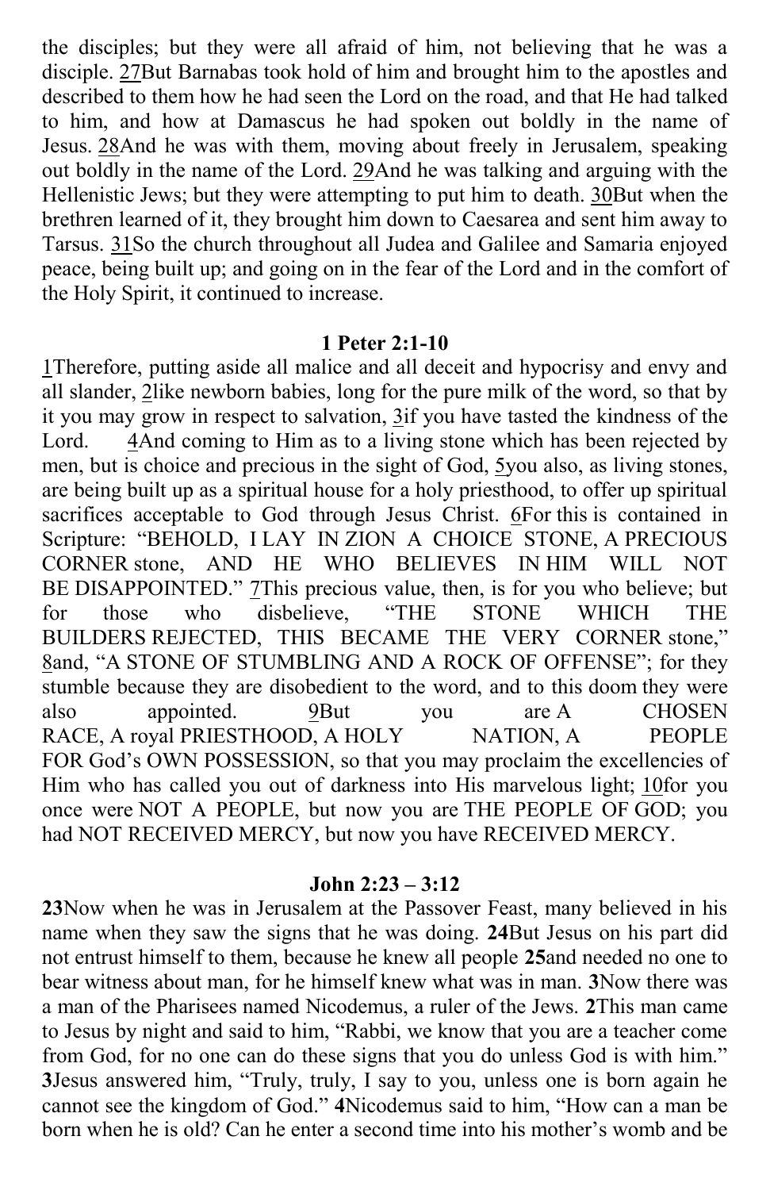the disciples; but they were all afraid of him, not believing that he was a disciple. 27But Barnabas took hold of him and brought him to the apostles and described to them how he had seen the Lord on the road, and that He had talked to him, and how at Damascus he had spoken out boldly in the name of Jesus. 28And he was with them, moving about freely in Jerusalem, speaking out boldly in the name of the Lord. 29And he was talking and arguing with the Hellenistic Jews; but they were attempting to put him to death. 30But when the brethren learned of it, they brought him down to Caesarea and sent him away to Tarsus. 31So the church throughout all Judea and Galilee and Samaria enjoyed peace, being built up; and going on in the fear of the Lord and in the comfort of the Holy Spirit, it continued to increase.

**1 Peter 2:1-10**

1Therefore, putting aside all malice and all deceit and hypocrisy and envy and all slander, 2like newborn babies, long for the pure milk of the word, so that by it you may grow in respect to salvation, 3if you have tasted the kindness of the Lord. 4And coming to Him as to a living stone which has been rejected by men, but is choice and precious in the sight of God, 5you also, as living stones, are being built up as a spiritual house for a holy priesthood, to offer up spiritual sacrifices acceptable to God through Jesus Christ. 6For this is contained in Scripture: "BEHOLD, I LAY IN ZION A CHOICE STONE, A PRECIOUS CORNER stone, AND HE WHO BELIEVES IN HIM WILL NOT BE DISAPPOINTED." 7This precious value, then, is for you who believe; but for those who disbelieve, "THE STONE WHICH THE BUILDERS REJECTED, THIS BECAME THE VERY CORNER stone," 8and, "A STONE OF STUMBLING AND A ROCK OF OFFENSE"; for they stumble because they are disobedient to the word, and to this doom they were also appointed. 9But you are A CHOSEN RACE, A royal PRIESTHOOD, A HOLY NATION, A PEOPLE FOR God's OWN POSSESSION, so that you may proclaim the excellencies of Him who has called you out of darkness into His marvelous light; 10for you once were NOT A PEOPLE, but now you are THE PEOPLE OF GOD; you had NOT RECEIVED MERCY, but now you have RECEIVED MERCY.

**John 2:23 – 3:12**

**23**Now when he was in Jerusalem at the Passover Feast, many believed in his name when they saw the signs that he was doing. **24**But Jesus on his part did not entrust himself to them, because he knew all people **25**and needed no one to bear witness about man, for he himself knew what was in man. **3**Now there was a man of the Pharisees named Nicodemus, a ruler of the Jews. **2**This man came to Jesus by night and said to him, "Rabbi, we know that you are a teacher come from God, for no one can do these signs that you do unless God is with him." **3**Jesus answered him, "Truly, truly, I say to you, unless one is born again he cannot see the kingdom of God." **4**Nicodemus said to him, "How can a man be born when he is old? Can he enter a second time into his mother's womb and be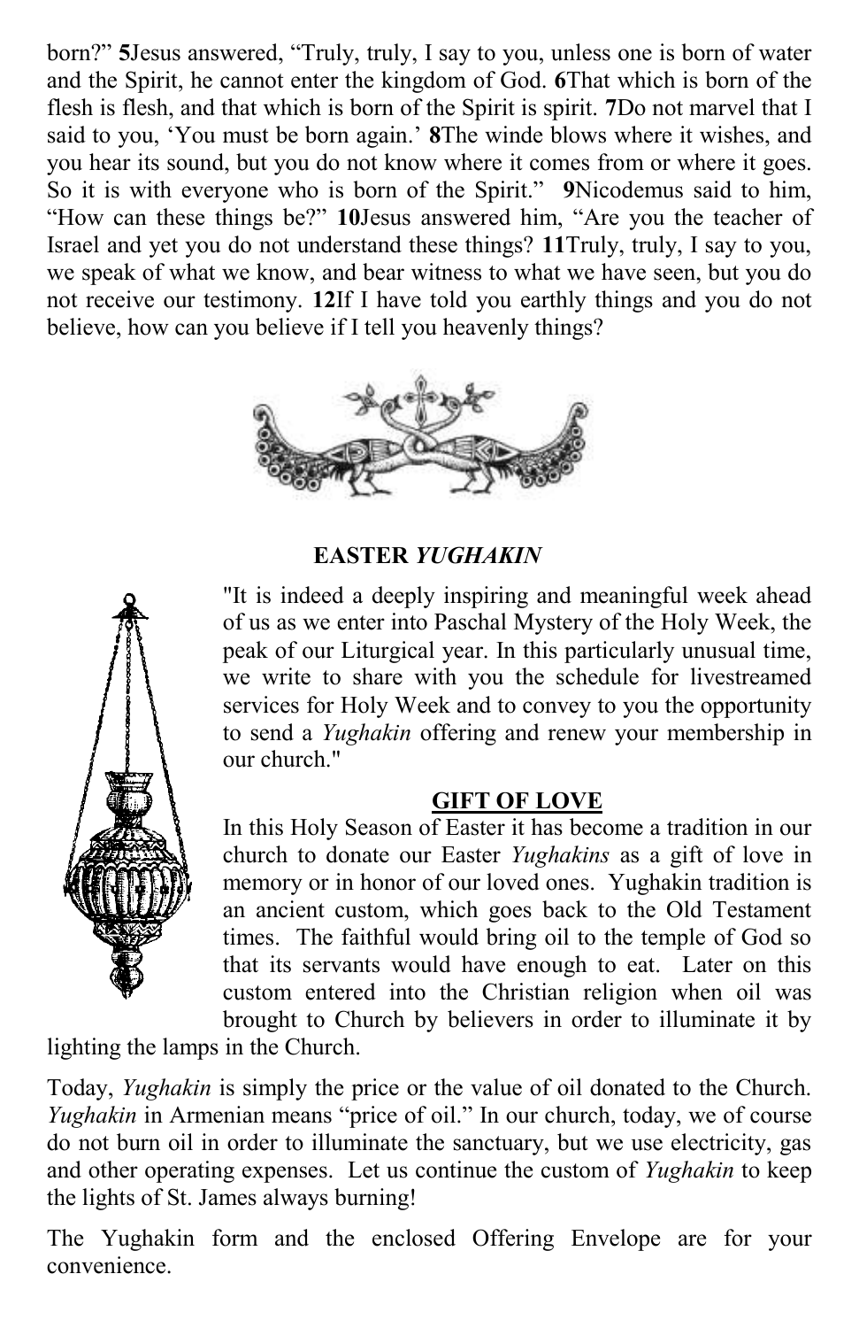born?” **5**Jesus answered, “Truly, truly, I say to you, unless one is born of water and the Spirit, he cannot enter the kingdom of God. **6**That which is born of the flesh is flesh, and that which is born of the Spirit is spirit. **7**Do not marvel that I said to you, ‘You must be born again.’ **8**The winde blows where it wishes, and you hear its sound, but you do not know where it comes from or where it goes. So it is with everyone who is born of the Spirit.” **9**Nicodemus said to him, “How can these things be?” **10**Jesus answered him, “Are you the teacher of Israel and yet you do not understand these things? **11**Truly, truly, I say to you, we speak of what we know, and bear witness to what we have seen, but you do not receive our testimony. **12**If I have told you earthly things and you do not believe, how can you believe if I tell you heavenly things?

## EASTER *YUGHAKIN*

"It is indeed a deeply inspiring and meaningful week ahead of us as we enter into Paschal Mystery of the Holy Week, the peak of our Liturgical year. In this particularly unusual time, we write to share with you the schedule for livestreamed services for Holy Week and to convey to you the opportunity to send a *Yughakin* offering and renew your membership in our church."

### GIFT OF LOVE

In this Holy Season of Easter it has become a tradition in our church to donate our Easter *Yughakins* as a gift of love in memory or in honor of our loved ones. Yughakin tradition is an ancient custom, which goes back to the Old Testament times. The faithful would bring oil to the temple of God so that its servants would have enough to eat. Later on this custom entered into the Christian religion when oil was brought to Church by believers in order to illuminate it by lighting the lamps in the Church.

Today, *Yughakin* is simply the price or the value of oil donated to the Church. *Yughakin* in Armenian means “price of oil.” In our church, today, we of course do not burn oil in order to illuminate the sanctuary, but we use electricity, gas and other operating expenses. Let us continue the custom of *Yughakin* to keep the lights of St. James always burning!

The Yughakin form and the enclosed Offering Envelope are for your convenience.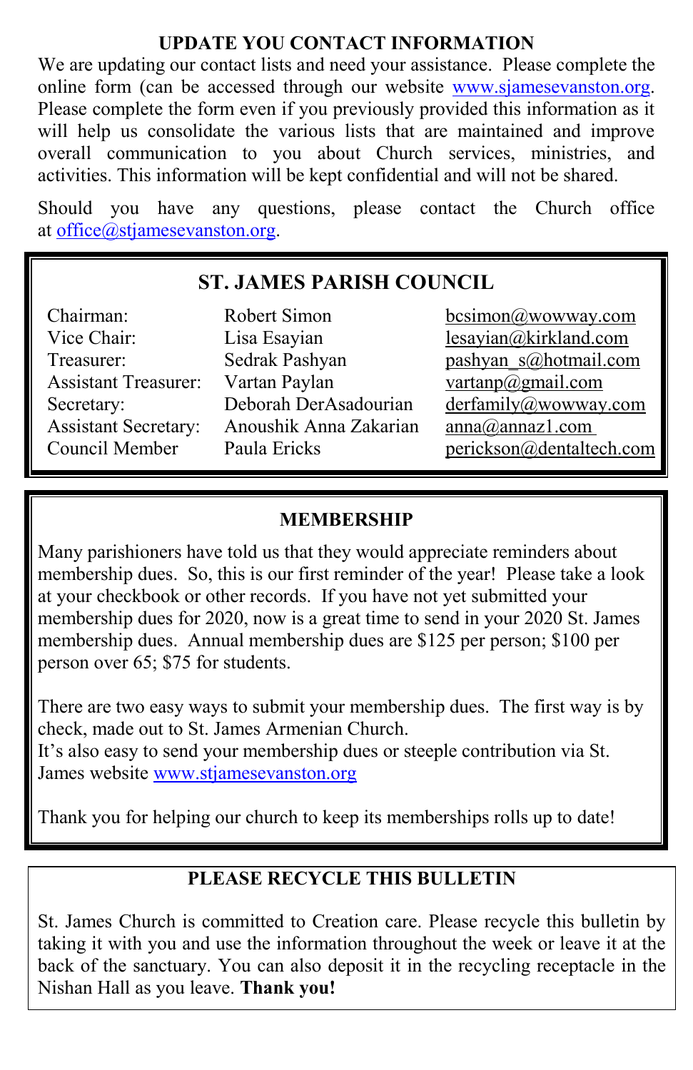## UPDATE YOU CONTACT INFORMATION

We are updating our contact lists and need your assistance. Please complete the online form (can be accessed through our website www.sjamesevanston.org. Please complete the form even if you previously provided this information as it will help us consolidate the various lists that are maintained and improve overall communication to you about Church services, ministries, and activities. This information will be kept confidential and will not be shared.

Should you have any questions, please contact the Church office at office@stjamesevanston.org.

## ST. JAMES PARISH COUNCIL

| | | |
|---|---|---|
| Chairman: | Robert Simon | bcsimon@wowway.com |
| Vice Chair: | Lisa Esayian | lesayian@kirkland.com |
| Treasurer: | Sedrak Pashyan | pashyan_s@hotmail.com |
| Assistant Treasurer: | Vartan Paylan | vartanp@gmail.com |
| Secretary: | Deborah DerAsadourian | derfamily@wowway.com |
| Assistant Secretary: | Anoushik Anna Zakarian | anna@annaz1.com |
| Council Member | Paula Ericks | perickson@dentaltech.com |

## MEMBERSHIP

Many parishioners have told us that they would appreciate reminders about membership dues. So, this is our first reminder of the year! Please take a look at your checkbook or other records. If you have not yet submitted your membership dues for 2020, now is a great time to send in your 2020 St. James membership dues. Annual membership dues are $125 per person; $100 per person over 65; $75 for students.

There are two easy ways to submit your membership dues. The first way is by check, made out to St. James Armenian Church.
It's also easy to send your membership dues or steeple contribution via St. James website www.stjamesevanston.org

Thank you for helping our church to keep its memberships rolls up to date!

## PLEASE RECYCLE THIS BULLETIN

St. James Church is committed to Creation care. Please recycle this bulletin by taking it with you and use the information throughout the week or leave it at the back of the sanctuary. You can also deposit it in the recycling receptacle in the Nishan Hall as you leave. **Thank you!**